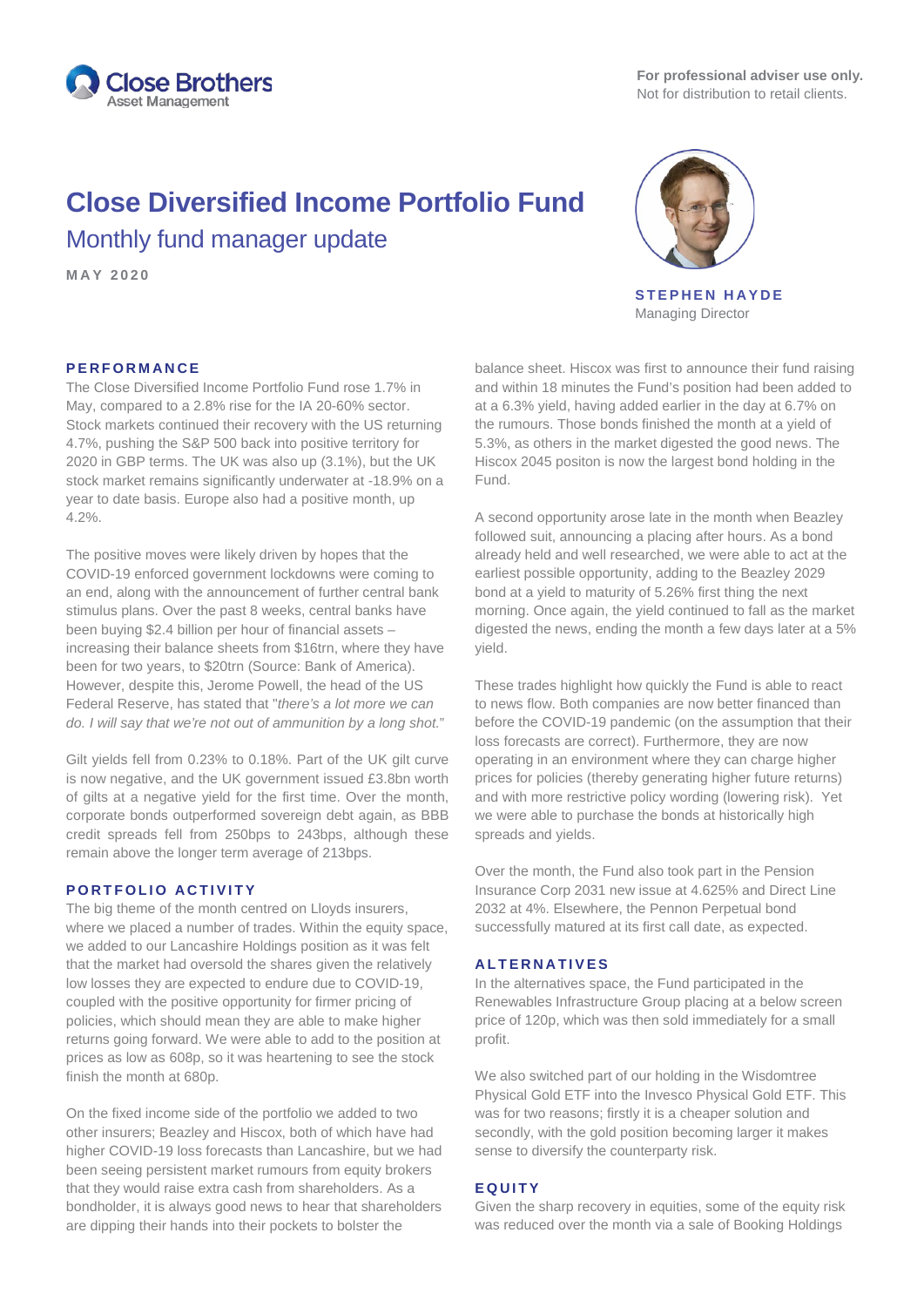**For professional adviser use only.**
Not for distribution to retail clients.

# Close Diversified Income Portfolio Fund

## Monthly fund manager update

**MAY 2020**

**STEPHEN HAYDE**
Managing Director

### PERFORMANCE

The Close Diversified Income Portfolio Fund rose 1.7% in May, compared to a 2.8% rise for the IA 20-60% sector. Stock markets continued their recovery with the US returning 4.7%, pushing the S&P 500 back into positive territory for 2020 in GBP terms. The UK was also up (3.1%), but the UK stock market remains significantly underwater at -18.9% on a year to date basis. Europe also had a positive month, up 4.2%.

The positive moves were likely driven by hopes that the COVID-19 enforced government lockdowns were coming to an end, along with the announcement of further central bank stimulus plans. Over the past 8 weeks, central banks have been buying $2.4 billion per hour of financial assets – increasing their balance sheets from $16trn, where they have been for two years, to $20trn (Source: Bank of America). However, despite this, Jerome Powell, the head of the US Federal Reserve, has stated that "*there's a lot more we can do. I will say that we're not out of ammunition by a long shot.*"

Gilt yields fell from 0.23% to 0.18%. Part of the UK gilt curve is now negative, and the UK government issued £3.8bn worth of gilts at a negative yield for the first time. Over the month, corporate bonds outperformed sovereign debt again, as BBB credit spreads fell from 250bps to 243bps, although these remain above the longer term average of 213bps.

### PORTFOLIO ACTIVITY

The big theme of the month centred on Lloyds insurers, where we placed a number of trades. Within the equity space, we added to our Lancashire Holdings position as it was felt that the market had oversold the shares given the relatively low losses they are expected to endure due to COVID-19, coupled with the positive opportunity for firmer pricing of policies, which should mean they are able to make higher returns going forward. We were able to add to the position at prices as low as 608p, so it was heartening to see the stock finish the month at 680p.

On the fixed income side of the portfolio we added to two other insurers; Beazley and Hiscox, both of which have had higher COVID-19 loss forecasts than Lancashire, but we had been seeing persistent market rumours from equity brokers that they would raise extra cash from shareholders. As a bondholder, it is always good news to hear that shareholders are dipping their hands into their pockets to bolster the balance sheet. Hiscox was first to announce their fund raising and within 18 minutes the Fund's position had been added to at a 6.3% yield, having added earlier in the day at 6.7% on the rumours. Those bonds finished the month at a yield of 5.3%, as others in the market digested the good news. The Hiscox 2045 positon is now the largest bond holding in the Fund.

A second opportunity arose late in the month when Beazley followed suit, announcing a placing after hours. As a bond already held and well researched, we were able to act at the earliest possible opportunity, adding to the Beazley 2029 bond at a yield to maturity of 5.26% first thing the next morning. Once again, the yield continued to fall as the market digested the news, ending the month a few days later at a 5% yield.

These trades highlight how quickly the Fund is able to react to news flow. Both companies are now better financed than before the COVID-19 pandemic (on the assumption that their loss forecasts are correct). Furthermore, they are now operating in an environment where they can charge higher prices for policies (thereby generating higher future returns) and with more restrictive policy wording (lowering risk). Yet we were able to purchase the bonds at historically high spreads and yields.

Over the month, the Fund also took part in the Pension Insurance Corp 2031 new issue at 4.625% and Direct Line 2032 at 4%. Elsewhere, the Pennon Perpetual bond successfully matured at its first call date, as expected.

### ALTERNATIVES

In the alternatives space, the Fund participated in the Renewables Infrastructure Group placing at a below screen price of 120p, which was then sold immediately for a small profit.

We also switched part of our holding in the Wisdomtree Physical Gold ETF into the Invesco Physical Gold ETF. This was for two reasons; firstly it is a cheaper solution and secondly, with the gold position becoming larger it makes sense to diversify the counterparty risk.

### EQUITY

Given the sharp recovery in equities, some of the equity risk was reduced over the month via a sale of Booking Holdings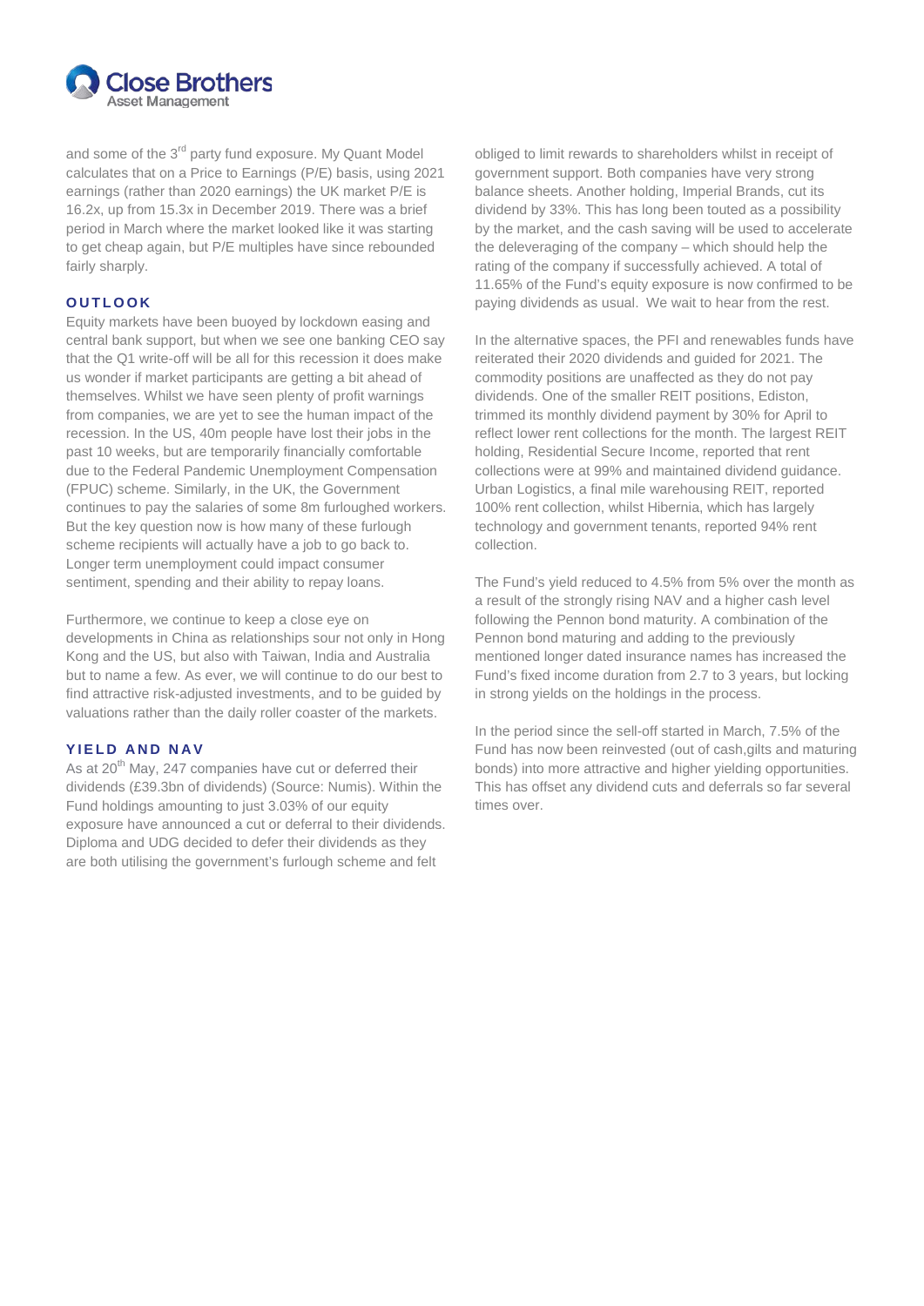and some of the 3rd party fund exposure. My Quant Model calculates that on a Price to Earnings (P/E) basis, using 2021 earnings (rather than 2020 earnings) the UK market P/E is 16.2x, up from 15.3x in December 2019. There was a brief period in March where the market looked like it was starting to get cheap again, but P/E multiples have since rebounded fairly sharply.

## OUTLOOK

Equity markets have been buoyed by lockdown easing and central bank support, but when we see one banking CEO say that the Q1 write-off will be all for this recession it does make us wonder if market participants are getting a bit ahead of themselves. Whilst we have seen plenty of profit warnings from companies, we are yet to see the human impact of the recession. In the US, 40m people have lost their jobs in the past 10 weeks, but are temporarily financially comfortable due to the Federal Pandemic Unemployment Compensation (FPUC) scheme. Similarly, in the UK, the Government continues to pay the salaries of some 8m furloughed workers. But the key question now is how many of these furlough scheme recipients will actually have a job to go back to. Longer term unemployment could impact consumer sentiment, spending and their ability to repay loans.

Furthermore, we continue to keep a close eye on developments in China as relationships sour not only in Hong Kong and the US, but also with Taiwan, India and Australia but to name a few. As ever, we will continue to do our best to find attractive risk-adjusted investments, and to be guided by valuations rather than the daily roller coaster of the markets.

## YIELD AND NAV

As at 20th May, 247 companies have cut or deferred their dividends (£39.3bn of dividends) (Source: Numis). Within the Fund holdings amounting to just 3.03% of our equity exposure have announced a cut or deferral to their dividends. Diploma and UDG decided to defer their dividends as they are both utilising the government's furlough scheme and felt obliged to limit rewards to shareholders whilst in receipt of government support. Both companies have very strong balance sheets. Another holding, Imperial Brands, cut its dividend by 33%. This has long been touted as a possibility by the market, and the cash saving will be used to accelerate the deleveraging of the company – which should help the rating of the company if successfully achieved. A total of 11.65% of the Fund's equity exposure is now confirmed to be paying dividends as usual. We wait to hear from the rest.

In the alternative spaces, the PFI and renewables funds have reiterated their 2020 dividends and guided for 2021. The commodity positions are unaffected as they do not pay dividends. One of the smaller REIT positions, Ediston, trimmed its monthly dividend payment by 30% for April to reflect lower rent collections for the month. The largest REIT holding, Residential Secure Income, reported that rent collections were at 99% and maintained dividend guidance. Urban Logistics, a final mile warehousing REIT, reported 100% rent collection, whilst Hibernia, which has largely technology and government tenants, reported 94% rent collection.

The Fund's yield reduced to 4.5% from 5% over the month as a result of the strongly rising NAV and a higher cash level following the Pennon bond maturity. A combination of the Pennon bond maturing and adding to the previously mentioned longer dated insurance names has increased the Fund's fixed income duration from 2.7 to 3 years, but locking in strong yields on the holdings in the process.

In the period since the sell-off started in March, 7.5% of the Fund has now been reinvested (out of cash,gilts and maturing bonds) into more attractive and higher yielding opportunities. This has offset any dividend cuts and deferrals so far several times over.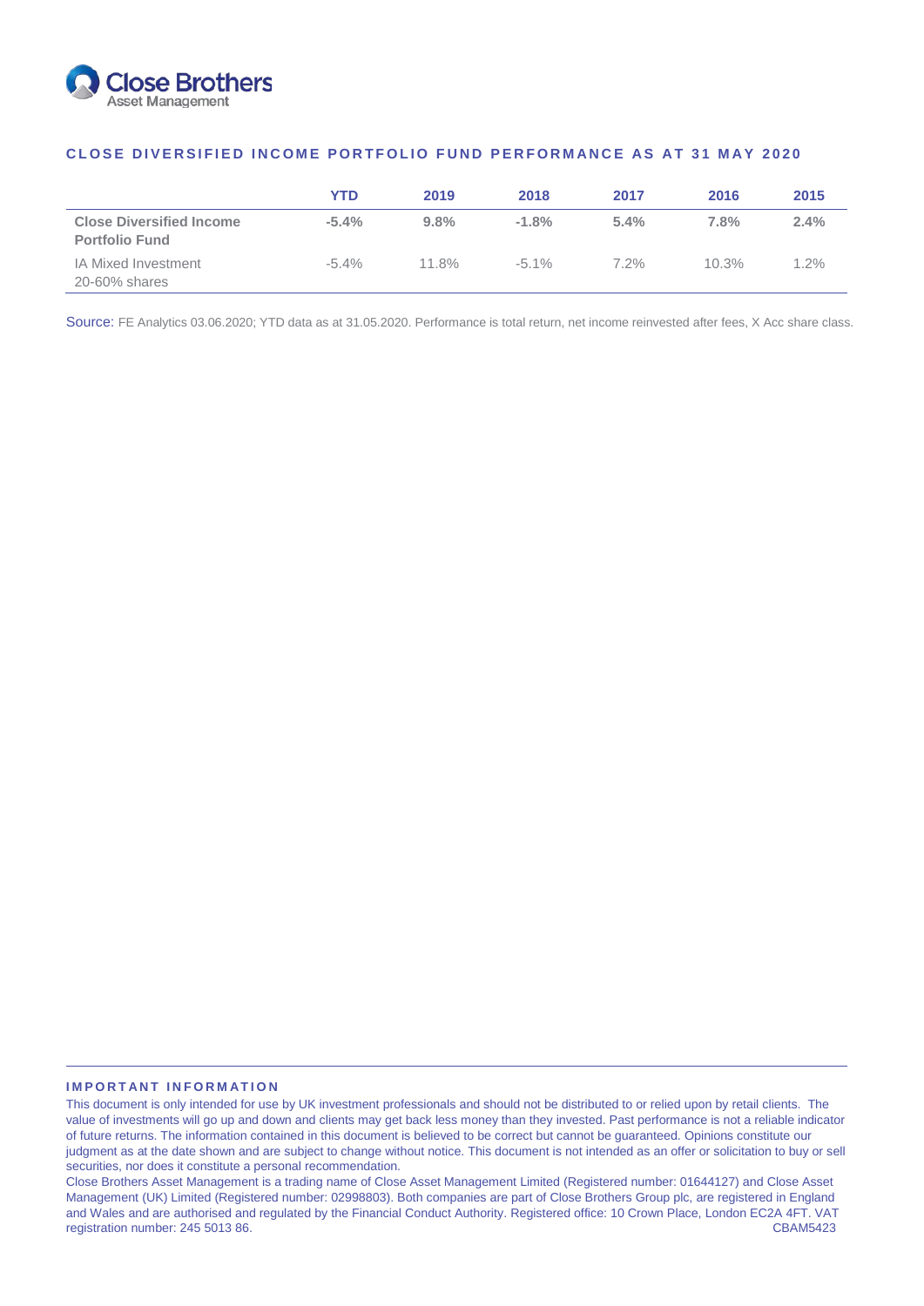Close Brothers Asset Management

## CLOSE DIVERSIFIED INCOME PORTFOLIO FUND PERFORMANCE AS AT 31 MAY 2020

| | YTD | 2019 | 2018 | 2017 | 2016 | 2015 |
|---|---|---|---|---|---|---|
| **Close Diversified Income Portfolio Fund** | **-5.4%** | **9.8%** | **-1.8%** | **5.4%** | **7.8%** | **2.4%** |
| IA Mixed Investment 20-60% shares | -5.4% | 11.8% | -5.1% | 7.2% | 10.3% | 1.2% |

Source: FE Analytics 03.06.2020; YTD data as at 31.05.2020. Performance is total return, net income reinvested after fees, X Acc share class.

### IMPORTANT INFORMATION

This document is only intended for use by UK investment professionals and should not be distributed to or relied upon by retail clients. The value of investments will go up and down and clients may get back less money than they invested. Past performance is not a reliable indicator of future returns. The information contained in this document is believed to be correct but cannot be guaranteed. Opinions constitute our judgment as at the date shown and are subject to change without notice. This document is not intended as an offer or solicitation to buy or sell securities, nor does it constitute a personal recommendation.

Close Brothers Asset Management is a trading name of Close Asset Management Limited (Registered number: 01644127) and Close Asset Management (UK) Limited (Registered number: 02998803). Both companies are part of Close Brothers Group plc, are registered in England and Wales and are authorised and regulated by the Financial Conduct Authority. Registered office: 10 Crown Place, London EC2A 4FT. VAT registration number: 245 5013 86. CBAM5423